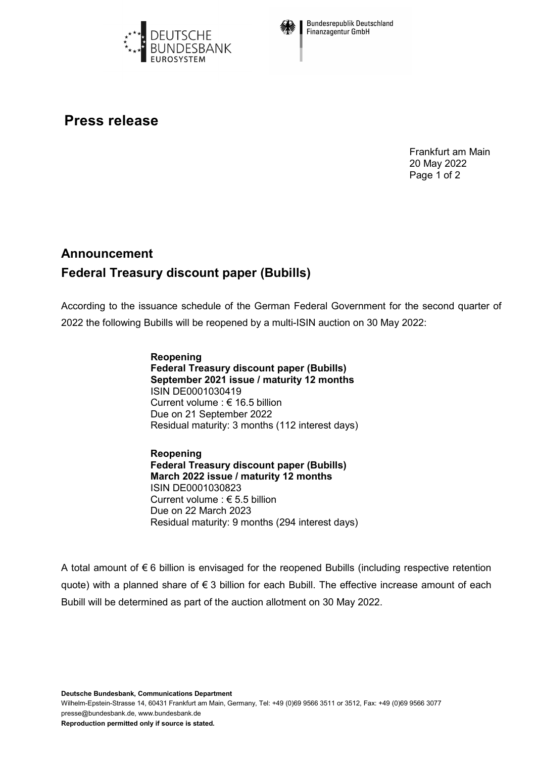# Press release

Frankfurt am Main
20 May 2022

## Announcement

## Federal Treasury discount paper (Bubills)

According to the issuance schedule of the German Federal Government for the second quarter of 2022 the following Bubills will be reopened by a multi-ISIN auction on 30 May 2022:

**Reopening**
**Federal Treasury discount paper (Bubills)**
**September 2021 issue / maturity 12 months**
ISIN DE0001030419
Current volume : € 16.5 billion
Due on 21 September 2022
Residual maturity: 3 months (112 interest days)

**Reopening**
**Federal Treasury discount paper (Bubills)**
**March 2022 issue / maturity 12 months**
ISIN DE0001030823
Current volume : € 5.5 billion
Due on 22 March 2023
Residual maturity: 9 months (294 interest days)

A total amount of € 6 billion is envisaged for the reopened Bubills (including respective retention quote) with a planned share of € 3 billion for each Bubill. The effective increase amount of each Bubill will be determined as part of the auction allotment on 30 May 2022.

**Deutsche Bundesbank, Communications Department**
Wilhelm-Epstein-Strasse 14, 60431 Frankfurt am Main, Germany, Tel: +49 (0)69 9566 3511 or 3512, Fax: +49 (0)69 9566 3077
presse@bundesbank.de, www.bundesbank.de
**Reproduction permitted only if source is stated.**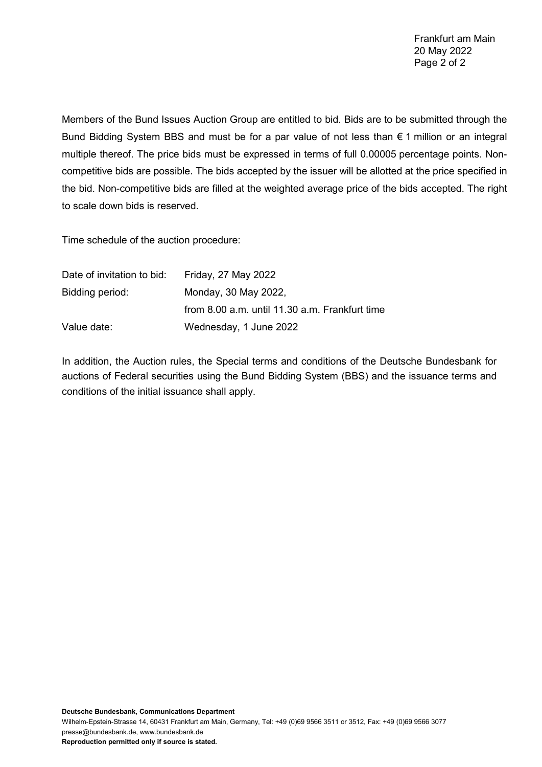Members of the Bund Issues Auction Group are entitled to bid. Bids are to be submitted through the Bund Bidding System BBS and must be for a par value of not less than € 1 million or an integral multiple thereof. The price bids must be expressed in terms of full 0.00005 percentage points. Non-competitive bids are possible. The bids accepted by the issuer will be allotted at the price specified in the bid. Non-competitive bids are filled at the weighted average price of the bids accepted. The right to scale down bids is reserved.

Time schedule of the auction procedure:

| | |
|---|---|
| Date of invitation to bid: | Friday, 27 May 2022 |
| Bidding period: | Monday, 30 May 2022, from 8.00 a.m. until 11.30 a.m. Frankfurt time |
| Value date: | Wednesday, 1 June 2022 |

In addition, the Auction rules, the Special terms and conditions of the Deutsche Bundesbank for auctions of Federal securities using the Bund Bidding System (BBS) and the issuance terms and conditions of the initial issuance shall apply.

**Deutsche Bundesbank, Communications Department**
Wilhelm-Epstein-Strasse 14, 60431 Frankfurt am Main, Germany, Tel: +49 (0)69 9566 3511 or 3512, Fax: +49 (0)69 9566 3077
presse@bundesbank.de, www.bundesbank.de
**Reproduction permitted only if source is stated.**